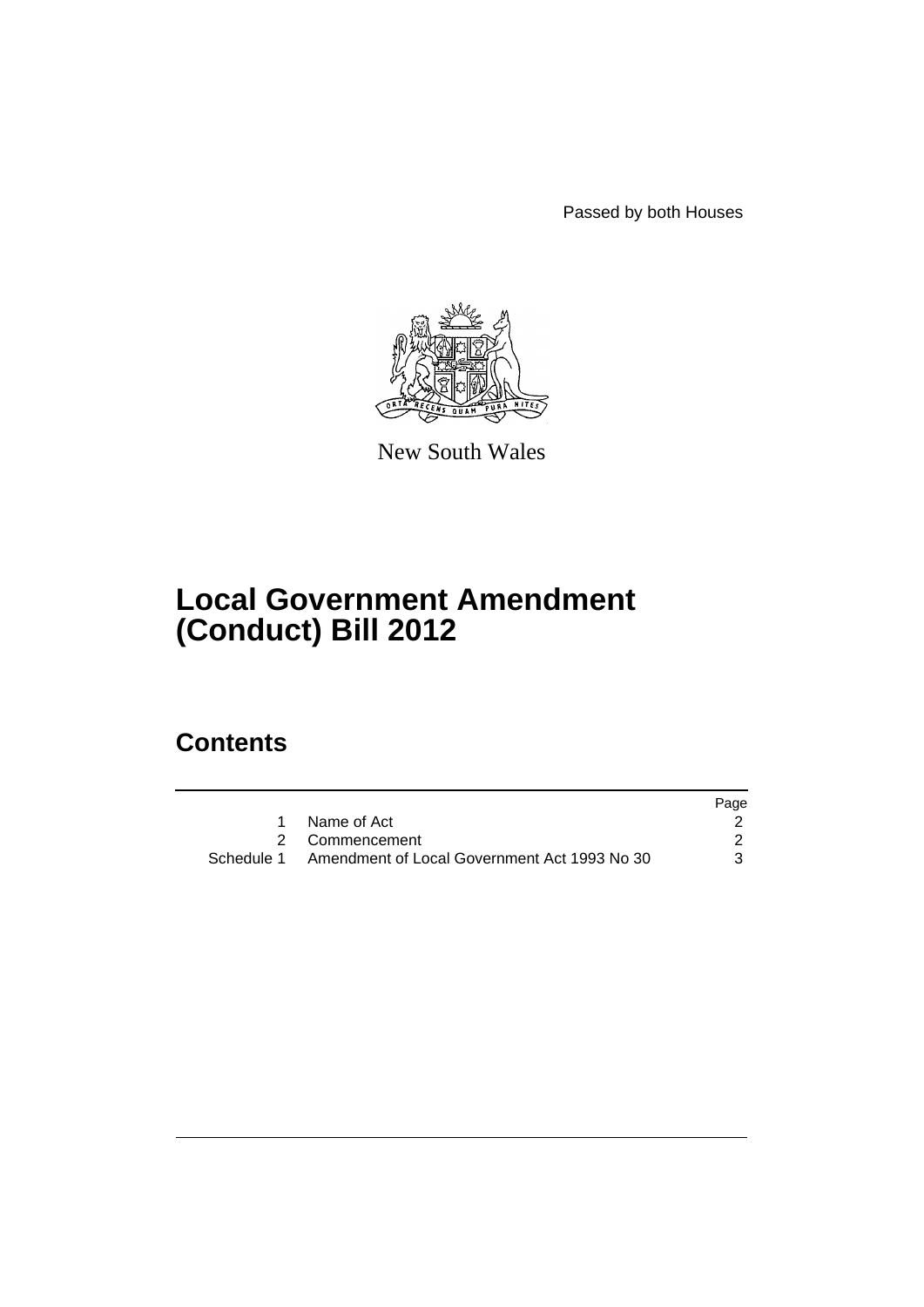Passed by both Houses

New South Wales

# Local Government Amendment (Conduct) Bill 2012

## Contents

| | | Page |
|---|---|---|
| 1 | Name of Act | 2 |
| 2 | Commencement | 2 |
| Schedule 1 | Amendment of Local Government Act 1993 No 30 | 3 |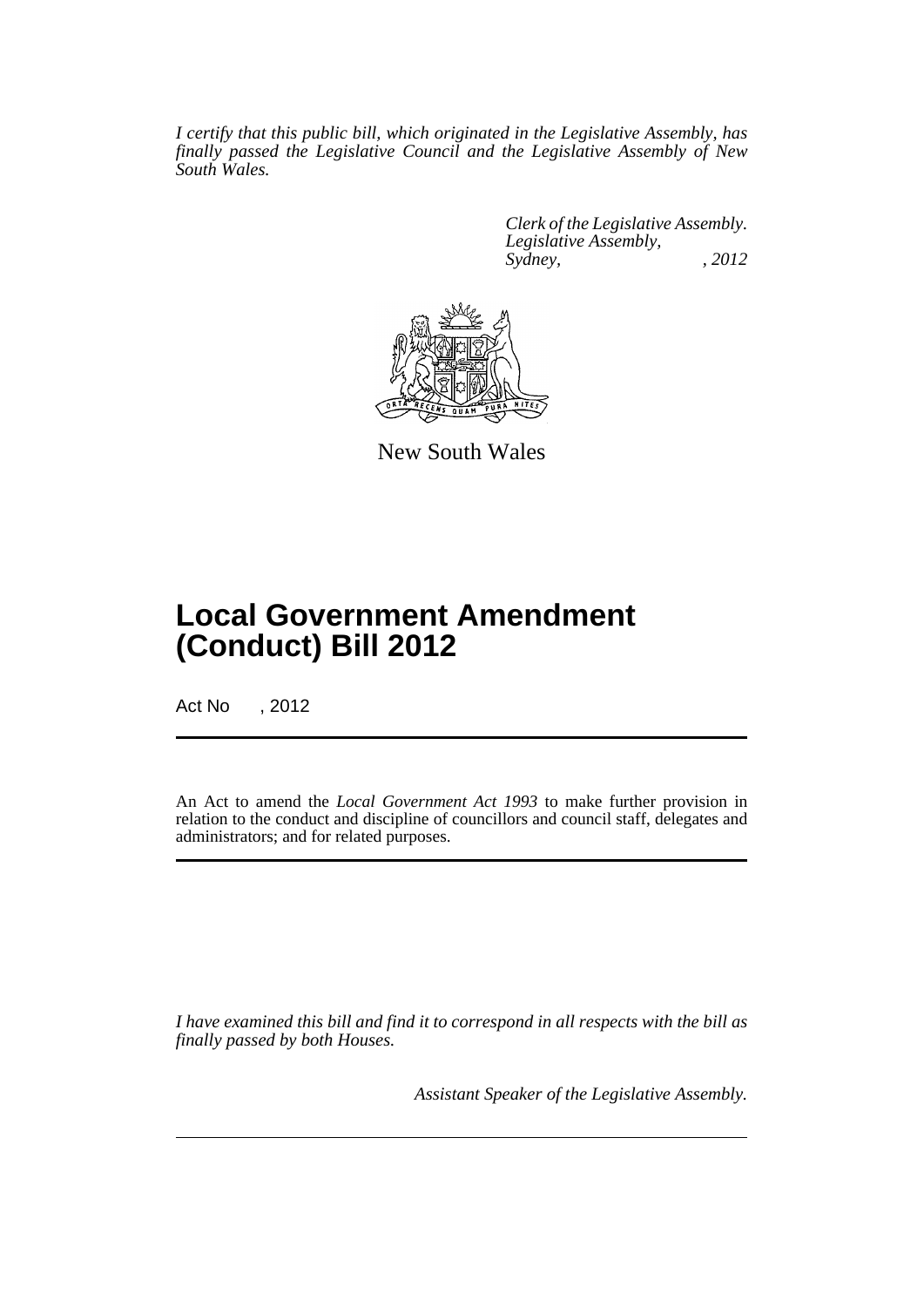*I certify that this public bill, which originated in the Legislative Assembly, has finally passed the Legislative Council and the Legislative Assembly of New South Wales.*

*Clerk of the Legislative Assembly.*
*Legislative Assembly,*
*Sydney, , 2012*

New South Wales

# Local Government Amendment (Conduct) Bill 2012

Act No , 2012

An Act to amend the *Local Government Act 1993* to make further provision in relation to the conduct and discipline of councillors and council staff, delegates and administrators; and for related purposes.

*I have examined this bill and find it to correspond in all respects with the bill as finally passed by both Houses.*

*Assistant Speaker of the Legislative Assembly.*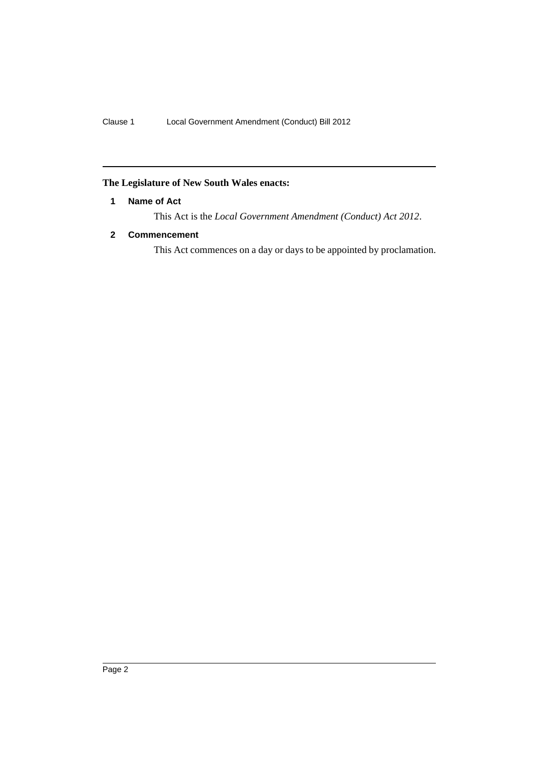**The Legislature of New South Wales enacts:**

### 1 Name of Act

This Act is the *Local Government Amendment (Conduct) Act 2012*.

### 2 Commencement

This Act commences on a day or days to be appointed by proclamation.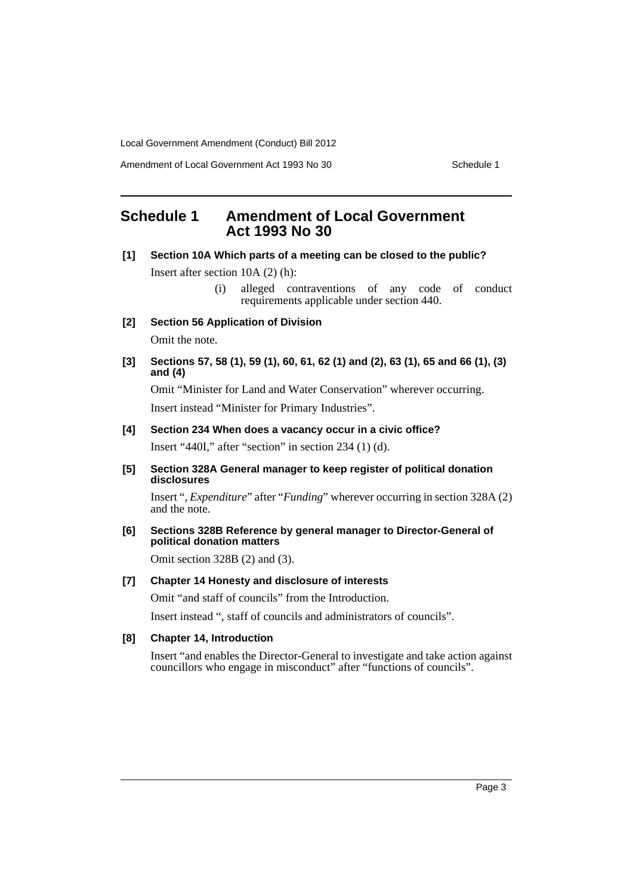# Schedule 1 Amendment of Local Government Act 1993 No 30

**[1] Section 10A Which parts of a meeting can be closed to the public?**

Insert after section 10A (2) (h):

> (i) alleged contraventions of any code of conduct requirements applicable under section 440.

**[2] Section 56 Application of Division**

Omit the note.

**[3] Sections 57, 58 (1), 59 (1), 60, 61, 62 (1) and (2), 63 (1), 65 and 66 (1), (3) and (4)**

Omit "Minister for Land and Water Conservation" wherever occurring.

Insert instead "Minister for Primary Industries".

**[4] Section 234 When does a vacancy occur in a civic office?**

Insert "440I," after "section" in section 234 (1) (d).

**[5] Section 328A General manager to keep register of political donation disclosures**

Insert ", *Expenditure*" after "*Funding*" wherever occurring in section 328A (2) and the note.

**[6] Sections 328B Reference by general manager to Director-General of political donation matters**

Omit section 328B (2) and (3).

**[7] Chapter 14 Honesty and disclosure of interests**

Omit "and staff of councils" from the Introduction.

Insert instead ", staff of councils and administrators of councils".

**[8] Chapter 14, Introduction**

Insert "and enables the Director-General to investigate and take action against councillors who engage in misconduct" after "functions of councils".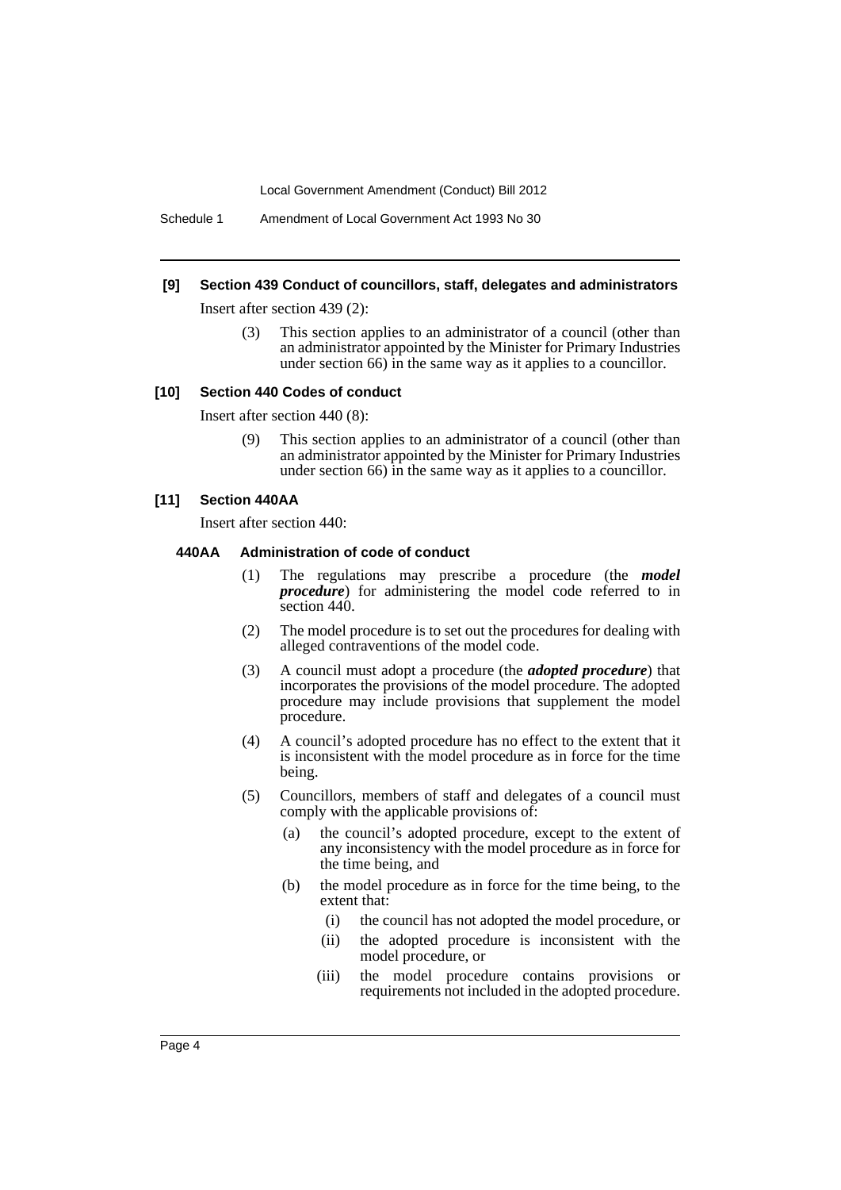**[9] Section 439 Conduct of councillors, staff, delegates and administrators**

Insert after section 439 (2):

(3) This section applies to an administrator of a council (other than an administrator appointed by the Minister for Primary Industries under section 66) in the same way as it applies to a councillor.

**[10] Section 440 Codes of conduct**

Insert after section 440 (8):

(9) This section applies to an administrator of a council (other than an administrator appointed by the Minister for Primary Industries under section 66) in the same way as it applies to a councillor.

**[11] Section 440AA**

Insert after section 440:

**440AA Administration of code of conduct**

(1) The regulations may prescribe a procedure (the ***model procedure***) for administering the model code referred to in section 440.

(2) The model procedure is to set out the procedures for dealing with alleged contraventions of the model code.

(3) A council must adopt a procedure (the ***adopted procedure***) that incorporates the provisions of the model procedure. The adopted procedure may include provisions that supplement the model procedure.

(4) A council's adopted procedure has no effect to the extent that it is inconsistent with the model procedure as in force for the time being.

(5) Councillors, members of staff and delegates of a council must comply with the applicable provisions of:

- (a) the council's adopted procedure, except to the extent of any inconsistency with the model procedure as in force for the time being, and
- (b) the model procedure as in force for the time being, to the extent that:
  - (i) the council has not adopted the model procedure, or
  - (ii) the adopted procedure is inconsistent with the model procedure, or
  - (iii) the model procedure contains provisions or requirements not included in the adopted procedure.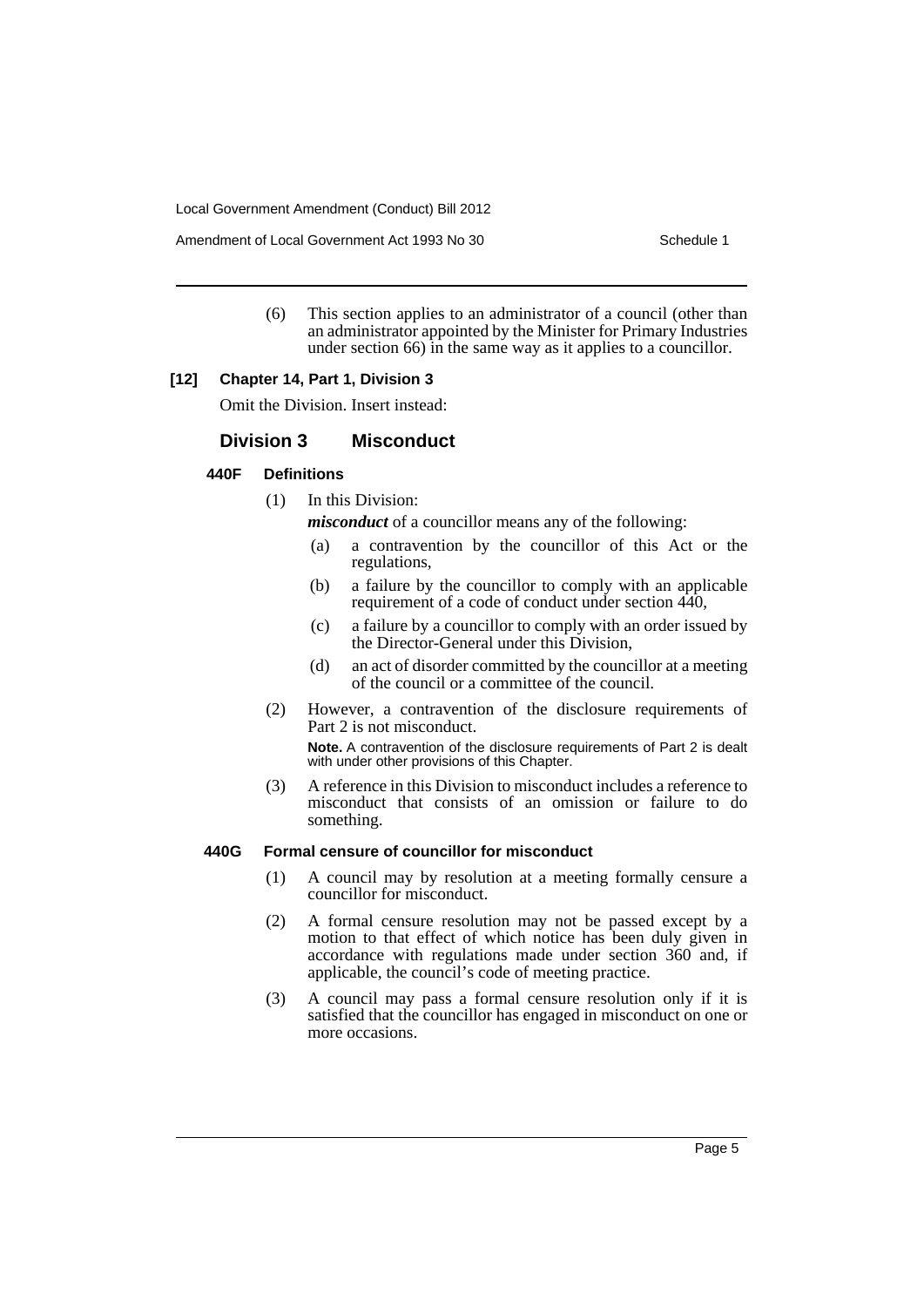(6) This section applies to an administrator of a council (other than an administrator appointed by the Minister for Primary Industries under section 66) in the same way as it applies to a councillor.

**[12] Chapter 14, Part 1, Division 3**

Omit the Division. Insert instead:

## Division 3 Misconduct

### 440F Definitions

(1) In this Division:

***misconduct*** of a councillor means any of the following:

- (a) a contravention by the councillor of this Act or the regulations,
- (b) a failure by the councillor to comply with an applicable requirement of a code of conduct under section 440,
- (c) a failure by a councillor to comply with an order issued by the Director-General under this Division,
- (d) an act of disorder committed by the councillor at a meeting of the council or a committee of the council.

(2) However, a contravention of the disclosure requirements of Part 2 is not misconduct.

**Note.** A contravention of the disclosure requirements of Part 2 is dealt with under other provisions of this Chapter.

(3) A reference in this Division to misconduct includes a reference to misconduct that consists of an omission or failure to do something.

### 440G Formal censure of councillor for misconduct

(1) A council may by resolution at a meeting formally censure a councillor for misconduct.

(2) A formal censure resolution may not be passed except by a motion to that effect of which notice has been duly given in accordance with regulations made under section 360 and, if applicable, the council's code of meeting practice.

(3) A council may pass a formal censure resolution only if it is satisfied that the councillor has engaged in misconduct on one or more occasions.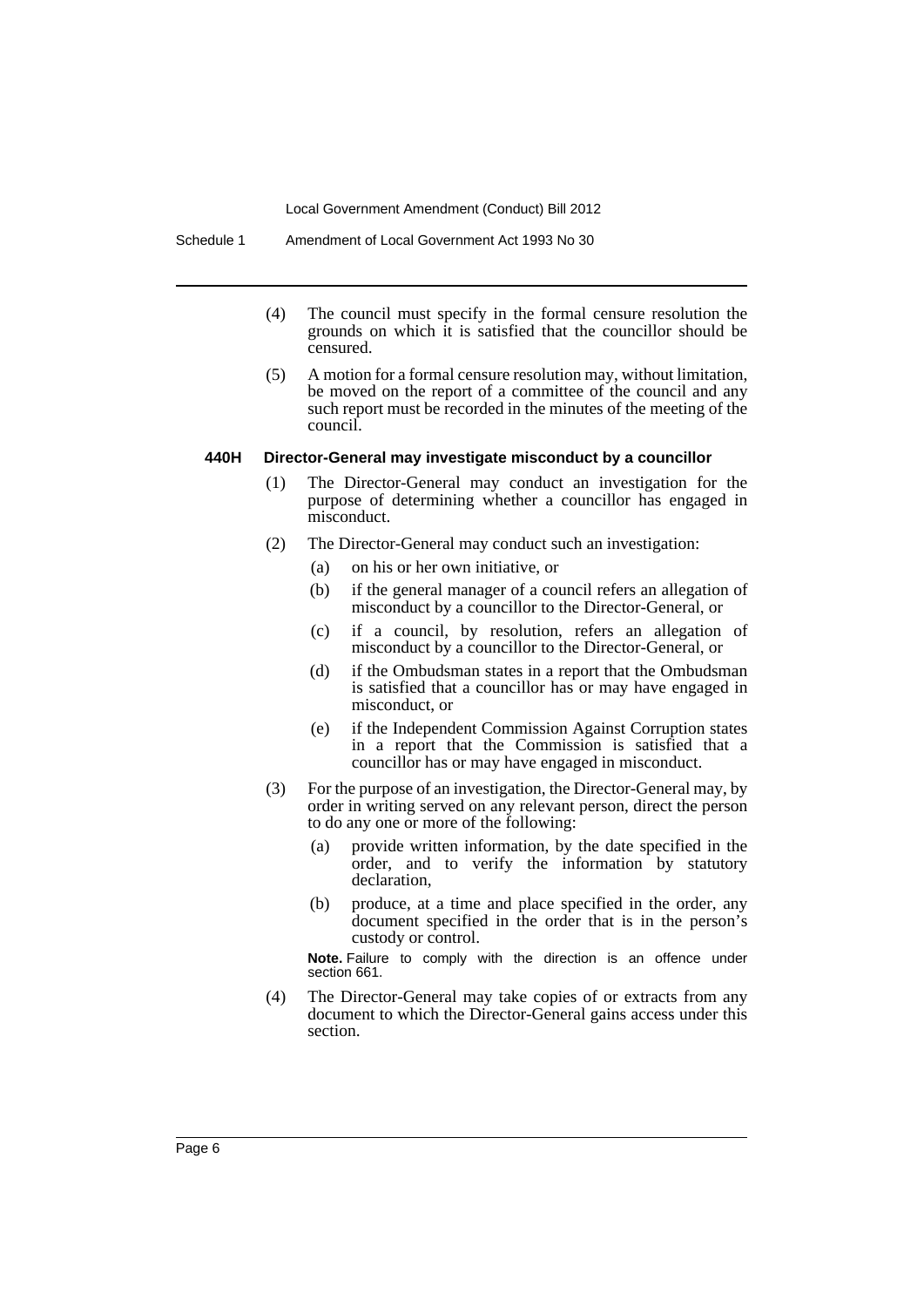(4) The council must specify in the formal censure resolution the grounds on which it is satisfied that the councillor should be censured.

(5) A motion for a formal censure resolution may, without limitation, be moved on the report of a committee of the council and any such report must be recorded in the minutes of the meeting of the council.

#### 440H Director-General may investigate misconduct by a councillor

(1) The Director-General may conduct an investigation for the purpose of determining whether a councillor has engaged in misconduct.

(2) The Director-General may conduct such an investigation:

- (a) on his or her own initiative, or
- (b) if the general manager of a council refers an allegation of misconduct by a councillor to the Director-General, or
- (c) if a council, by resolution, refers an allegation of misconduct by a councillor to the Director-General, or
- (d) if the Ombudsman states in a report that the Ombudsman is satisfied that a councillor has or may have engaged in misconduct, or
- (e) if the Independent Commission Against Corruption states in a report that the Commission is satisfied that a councillor has or may have engaged in misconduct.

(3) For the purpose of an investigation, the Director-General may, by order in writing served on any relevant person, direct the person to do any one or more of the following:

- (a) provide written information, by the date specified in the order, and to verify the information by statutory declaration,
- (b) produce, at a time and place specified in the order, any document specified in the order that is in the person's custody or control.

**Note.** Failure to comply with the direction is an offence under section 661.

(4) The Director-General may take copies of or extracts from any document to which the Director-General gains access under this section.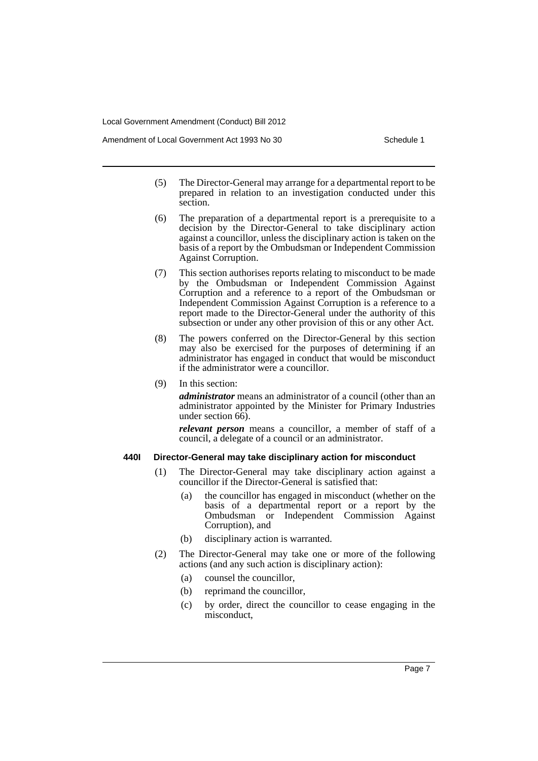(5) The Director-General may arrange for a departmental report to be prepared in relation to an investigation conducted under this section.

(6) The preparation of a departmental report is a prerequisite to a decision by the Director-General to take disciplinary action against a councillor, unless the disciplinary action is taken on the basis of a report by the Ombudsman or Independent Commission Against Corruption.

(7) This section authorises reports relating to misconduct to be made by the Ombudsman or Independent Commission Against Corruption and a reference to a report of the Ombudsman or Independent Commission Against Corruption is a reference to a report made to the Director-General under the authority of this subsection or under any other provision of this or any other Act.

(8) The powers conferred on the Director-General by this section may also be exercised for the purposes of determining if an administrator has engaged in conduct that would be misconduct if the administrator were a councillor.

(9) In this section:

***administrator*** means an administrator of a council (other than an administrator appointed by the Minister for Primary Industries under section 66).

***relevant person*** means a councillor, a member of staff of a council, a delegate of a council or an administrator.

**440I Director-General may take disciplinary action for misconduct**

(1) The Director-General may take disciplinary action against a councillor if the Director-General is satisfied that:

(a) the councillor has engaged in misconduct (whether on the basis of a departmental report or a report by the Ombudsman or Independent Commission Against Corruption), and

(b) disciplinary action is warranted.

(2) The Director-General may take one or more of the following actions (and any such action is disciplinary action):

(a) counsel the councillor,

(b) reprimand the councillor,

(c) by order, direct the councillor to cease engaging in the misconduct,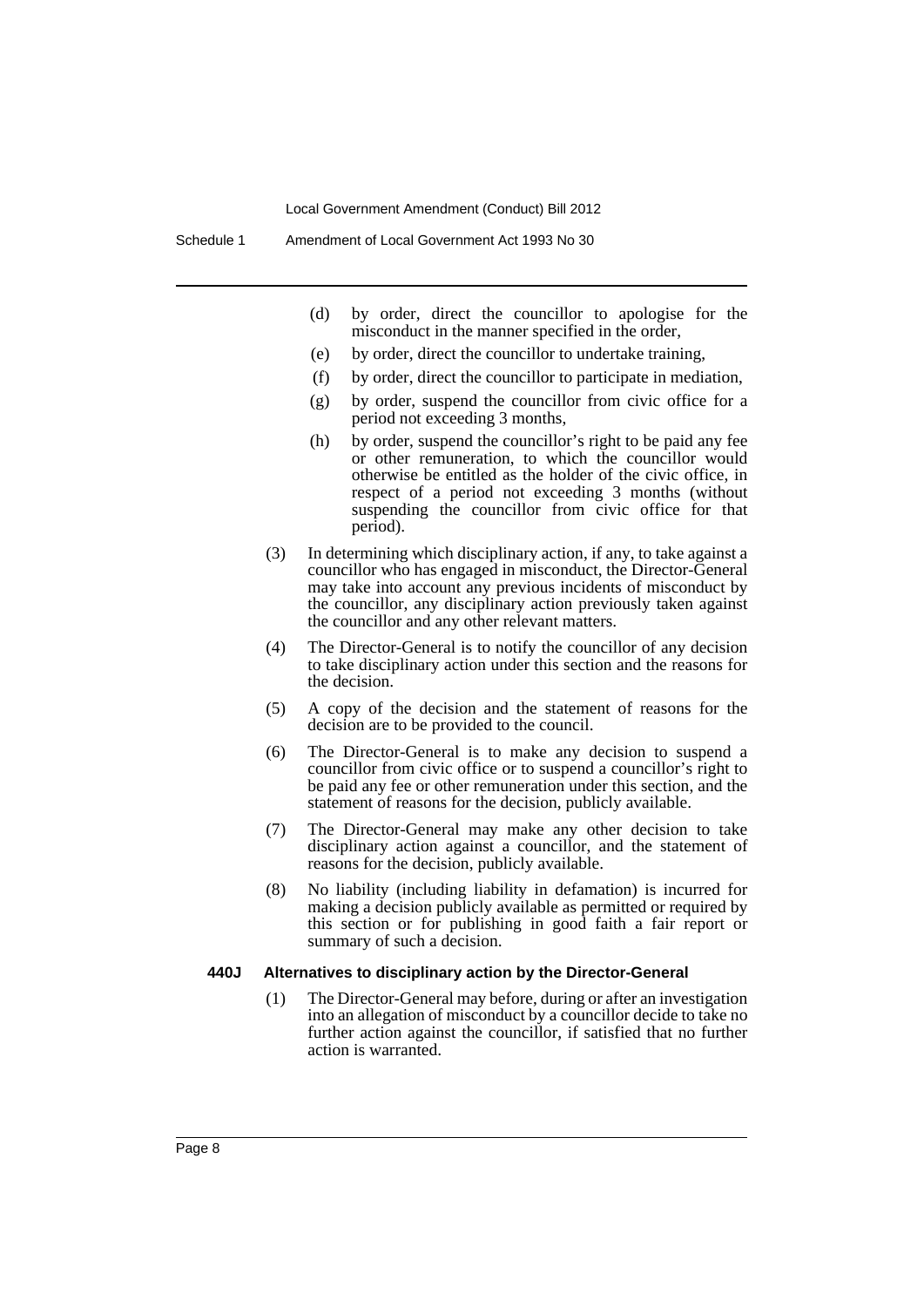(d) by order, direct the councillor to apologise for the misconduct in the manner specified in the order,

(e) by order, direct the councillor to undertake training,

(f) by order, direct the councillor to participate in mediation,

(g) by order, suspend the councillor from civic office for a period not exceeding 3 months,

(h) by order, suspend the councillor's right to be paid any fee or other remuneration, to which the councillor would otherwise be entitled as the holder of the civic office, in respect of a period not exceeding 3 months (without suspending the councillor from civic office for that period).

(3) In determining which disciplinary action, if any, to take against a councillor who has engaged in misconduct, the Director-General may take into account any previous incidents of misconduct by the councillor, any disciplinary action previously taken against the councillor and any other relevant matters.

(4) The Director-General is to notify the councillor of any decision to take disciplinary action under this section and the reasons for the decision.

(5) A copy of the decision and the statement of reasons for the decision are to be provided to the council.

(6) The Director-General is to make any decision to suspend a councillor from civic office or to suspend a councillor's right to be paid any fee or other remuneration under this section, and the statement of reasons for the decision, publicly available.

(7) The Director-General may make any other decision to take disciplinary action against a councillor, and the statement of reasons for the decision, publicly available.

(8) No liability (including liability in defamation) is incurred for making a decision publicly available as permitted or required by this section or for publishing in good faith a fair report or summary of such a decision.

**440J Alternatives to disciplinary action by the Director-General**

(1) The Director-General may before, during or after an investigation into an allegation of misconduct by a councillor decide to take no further action against the councillor, if satisfied that no further action is warranted.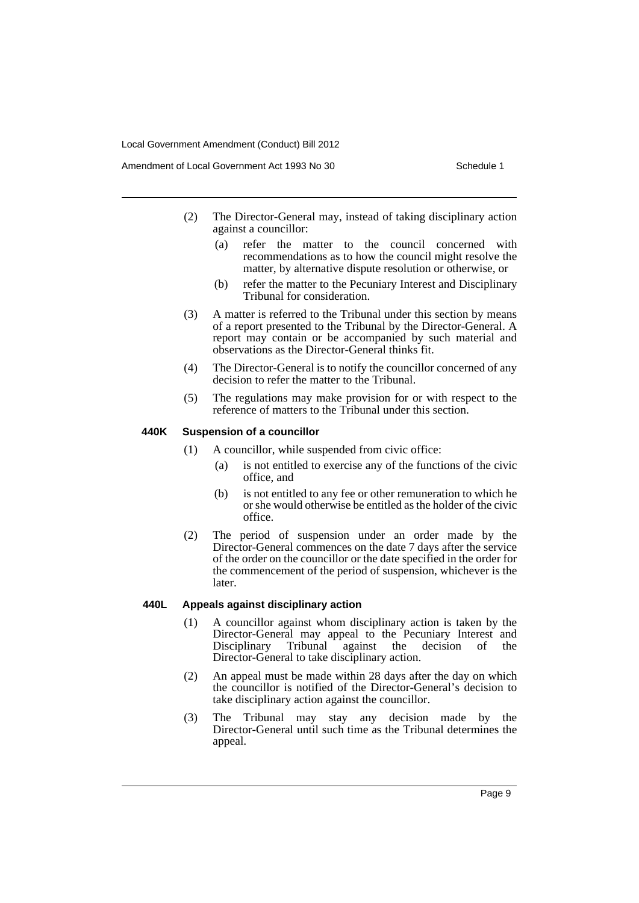(2) The Director-General may, instead of taking disciplinary action against a councillor:

(a) refer the matter to the council concerned with recommendations as to how the council might resolve the matter, by alternative dispute resolution or otherwise, or

(b) refer the matter to the Pecuniary Interest and Disciplinary Tribunal for consideration.

(3) A matter is referred to the Tribunal under this section by means of a report presented to the Tribunal by the Director-General. A report may contain or be accompanied by such material and observations as the Director-General thinks fit.

(4) The Director-General is to notify the councillor concerned of any decision to refer the matter to the Tribunal.

(5) The regulations may make provision for or with respect to the reference of matters to the Tribunal under this section.

### 440K Suspension of a councillor

(1) A councillor, while suspended from civic office:

(a) is not entitled to exercise any of the functions of the civic office, and

(b) is not entitled to any fee or other remuneration to which he or she would otherwise be entitled as the holder of the civic office.

(2) The period of suspension under an order made by the Director-General commences on the date 7 days after the service of the order on the councillor or the date specified in the order for the commencement of the period of suspension, whichever is the later.

### 440L Appeals against disciplinary action

(1) A councillor against whom disciplinary action is taken by the Director-General may appeal to the Pecuniary Interest and Disciplinary Tribunal against the decision of the Director-General to take disciplinary action.

(2) An appeal must be made within 28 days after the day on which the councillor is notified of the Director-General's decision to take disciplinary action against the councillor.

(3) The Tribunal may stay any decision made by the Director-General until such time as the Tribunal determines the appeal.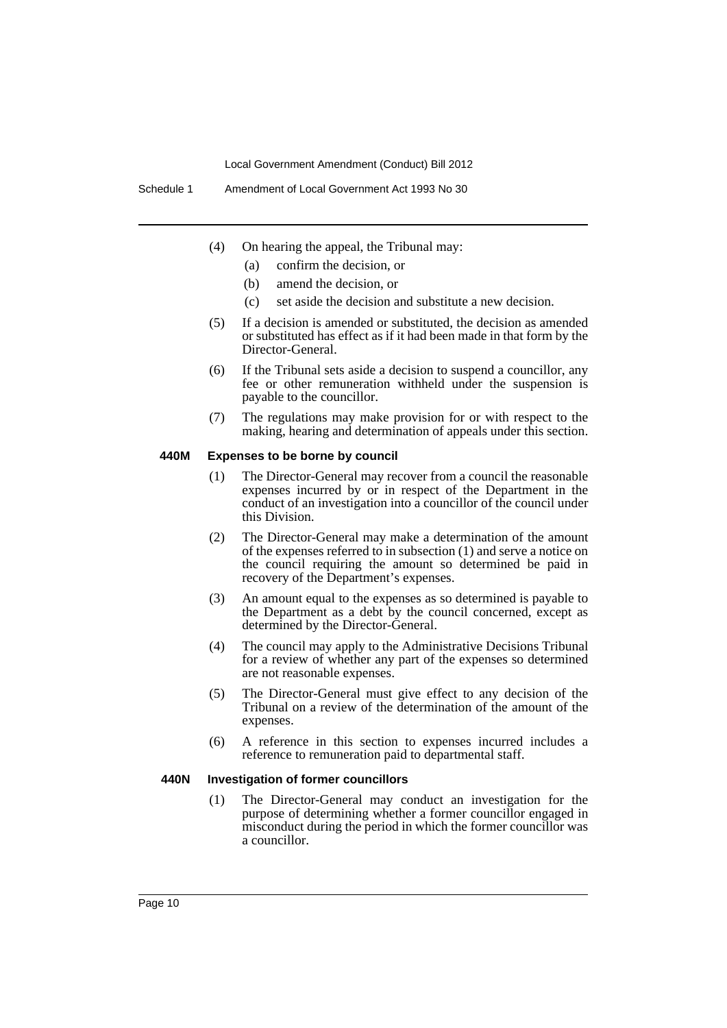(4) On hearing the appeal, the Tribunal may:

(a) confirm the decision, or

(b) amend the decision, or

(c) set aside the decision and substitute a new decision.

(5) If a decision is amended or substituted, the decision as amended or substituted has effect as if it had been made in that form by the Director-General.

(6) If the Tribunal sets aside a decision to suspend a councillor, any fee or other remuneration withheld under the suspension is payable to the councillor.

(7) The regulations may make provision for or with respect to the making, hearing and determination of appeals under this section.

**440M Expenses to be borne by council**

(1) The Director-General may recover from a council the reasonable expenses incurred by or in respect of the Department in the conduct of an investigation into a councillor of the council under this Division.

(2) The Director-General may make a determination of the amount of the expenses referred to in subsection (1) and serve a notice on the council requiring the amount so determined be paid in recovery of the Department's expenses.

(3) An amount equal to the expenses as so determined is payable to the Department as a debt by the council concerned, except as determined by the Director-General.

(4) The council may apply to the Administrative Decisions Tribunal for a review of whether any part of the expenses so determined are not reasonable expenses.

(5) The Director-General must give effect to any decision of the Tribunal on a review of the determination of the amount of the expenses.

(6) A reference in this section to expenses incurred includes a reference to remuneration paid to departmental staff.

**440N Investigation of former councillors**

(1) The Director-General may conduct an investigation for the purpose of determining whether a former councillor engaged in misconduct during the period in which the former councillor was a councillor.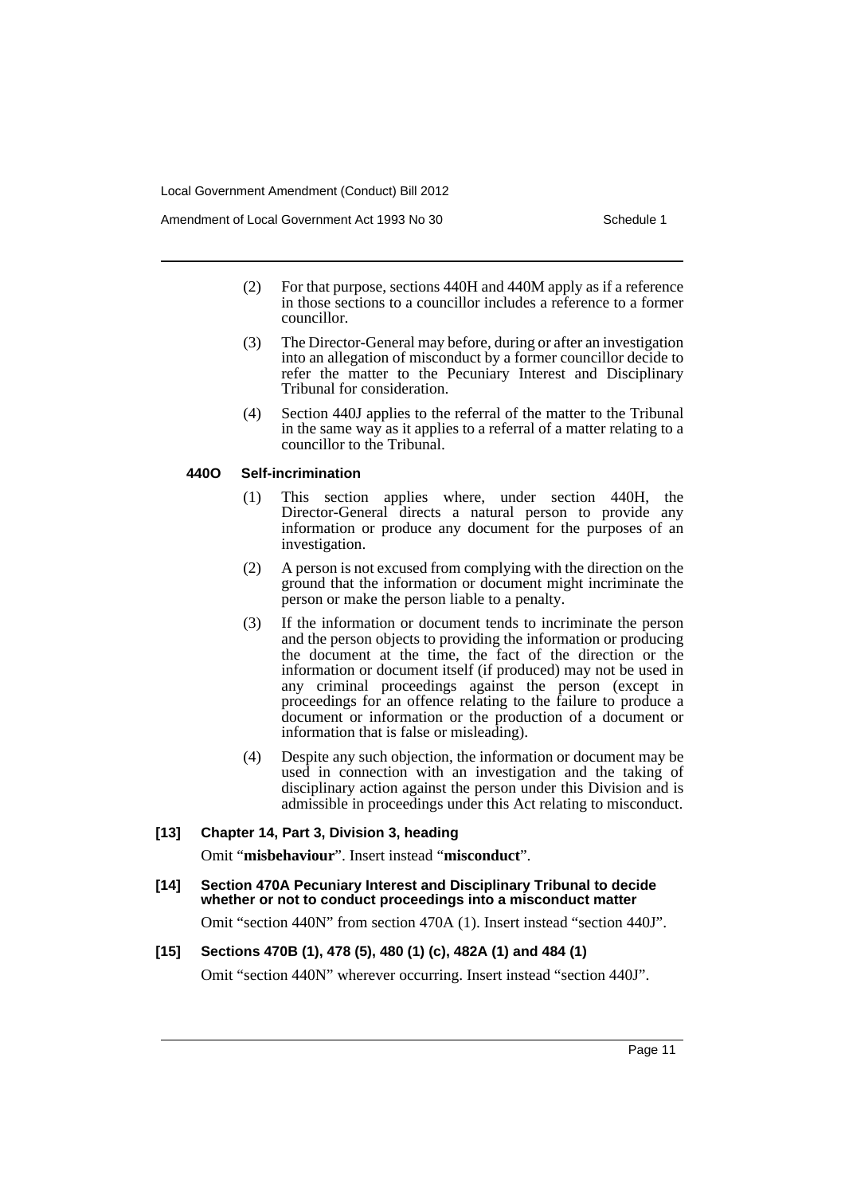(2) For that purpose, sections 440H and 440M apply as if a reference in those sections to a councillor includes a reference to a former councillor.

(3) The Director-General may before, during or after an investigation into an allegation of misconduct by a former councillor decide to refer the matter to the Pecuniary Interest and Disciplinary Tribunal for consideration.

(4) Section 440J applies to the referral of the matter to the Tribunal in the same way as it applies to a referral of a matter relating to a councillor to the Tribunal.

#### 440O Self-incrimination

(1) This section applies where, under section 440H, the Director-General directs a natural person to provide any information or produce any document for the purposes of an investigation.

(2) A person is not excused from complying with the direction on the ground that the information or document might incriminate the person or make the person liable to a penalty.

(3) If the information or document tends to incriminate the person and the person objects to providing the information or producing the document at the time, the fact of the direction or the information or document itself (if produced) may not be used in any criminal proceedings against the person (except in proceedings for an offence relating to the failure to produce a document or information or the production of a document or information that is false or misleading).

(4) Despite any such objection, the information or document may be used in connection with an investigation and the taking of disciplinary action against the person under this Division and is admissible in proceedings under this Act relating to misconduct.

### [13] Chapter 14, Part 3, Division 3, heading

Omit "**misbehaviour**". Insert instead "**misconduct**".

### [14] Section 470A Pecuniary Interest and Disciplinary Tribunal to decide whether or not to conduct proceedings into a misconduct matter

Omit "section 440N" from section 470A (1). Insert instead "section 440J".

### [15] Sections 470B (1), 478 (5), 480 (1) (c), 482A (1) and 484 (1)

Omit "section 440N" wherever occurring. Insert instead "section 440J".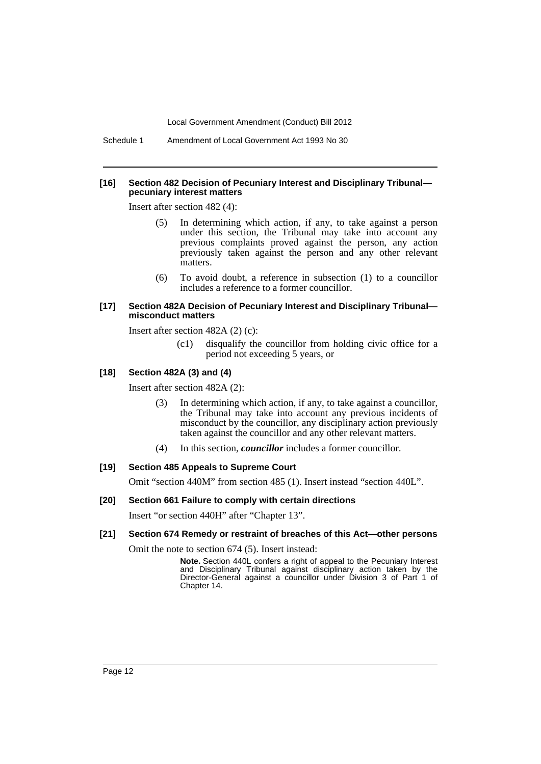#### [16] Section 482 Decision of Pecuniary Interest and Disciplinary Tribunal—pecuniary interest matters

Insert after section 482 (4):

> (5) In determining which action, if any, to take against a person under this section, the Tribunal may take into account any previous complaints proved against the person, any action previously taken against the person and any other relevant matters.
>
> (6) To avoid doubt, a reference in subsection (1) to a councillor includes a reference to a former councillor.

#### [17] Section 482A Decision of Pecuniary Interest and Disciplinary Tribunal—misconduct matters

Insert after section 482A (2) (c):

> (c1) disqualify the councillor from holding civic office for a period not exceeding 5 years, or

#### [18] Section 482A (3) and (4)

Insert after section 482A (2):

> (3) In determining which action, if any, to take against a councillor, the Tribunal may take into account any previous incidents of misconduct by the councillor, any disciplinary action previously taken against the councillor and any other relevant matters.
>
> (4) In this section, ***councillor*** includes a former councillor.

#### [19] Section 485 Appeals to Supreme Court

Omit "section 440M" from section 485 (1). Insert instead "section 440L".

#### [20] Section 661 Failure to comply with certain directions

Insert "or section 440H" after "Chapter 13".

#### [21] Section 674 Remedy or restraint of breaches of this Act—other persons

Omit the note to section 674 (5). Insert instead:

> **Note.** Section 440L confers a right of appeal to the Pecuniary Interest and Disciplinary Tribunal against disciplinary action taken by the Director-General against a councillor under Division 3 of Part 1 of Chapter 14.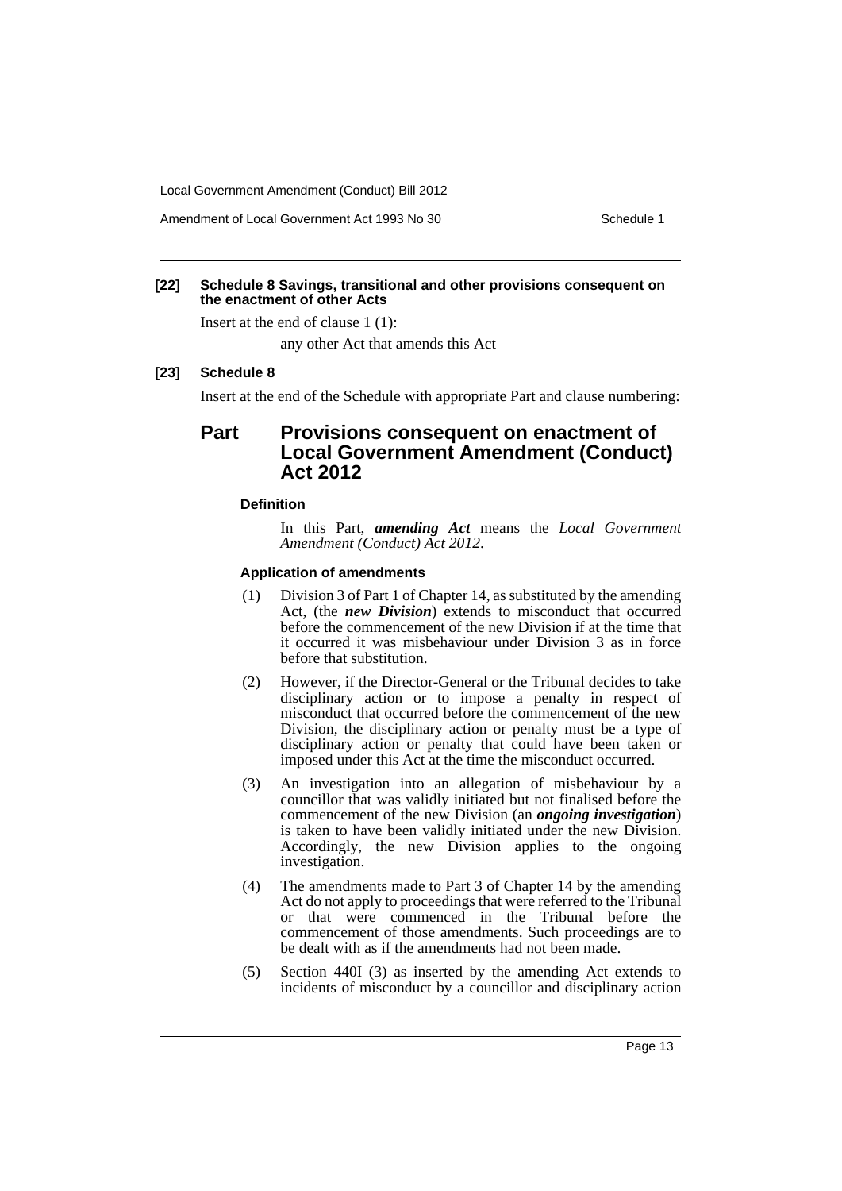**[22] Schedule 8 Savings, transitional and other provisions consequent on the enactment of other Acts**

Insert at the end of clause 1 (1):

any other Act that amends this Act

**[23] Schedule 8**

Insert at the end of the Schedule with appropriate Part and clause numbering:

## Part Provisions consequent on enactment of Local Government Amendment (Conduct) Act 2012

#### Definition

In this Part, ***amending Act*** means the *Local Government Amendment (Conduct) Act 2012*.

#### Application of amendments

(1) Division 3 of Part 1 of Chapter 14, as substituted by the amending Act, (the ***new Division***) extends to misconduct that occurred before the commencement of the new Division if at the time that it occurred it was misbehaviour under Division 3 as in force before that substitution.

(2) However, if the Director-General or the Tribunal decides to take disciplinary action or to impose a penalty in respect of misconduct that occurred before the commencement of the new Division, the disciplinary action or penalty must be a type of disciplinary action or penalty that could have been taken or imposed under this Act at the time the misconduct occurred.

(3) An investigation into an allegation of misbehaviour by a councillor that was validly initiated but not finalised before the commencement of the new Division (an ***ongoing investigation***) is taken to have been validly initiated under the new Division. Accordingly, the new Division applies to the ongoing investigation.

(4) The amendments made to Part 3 of Chapter 14 by the amending Act do not apply to proceedings that were referred to the Tribunal or that were commenced in the Tribunal before the commencement of those amendments. Such proceedings are to be dealt with as if the amendments had not been made.

(5) Section 440I (3) as inserted by the amending Act extends to incidents of misconduct by a councillor and disciplinary action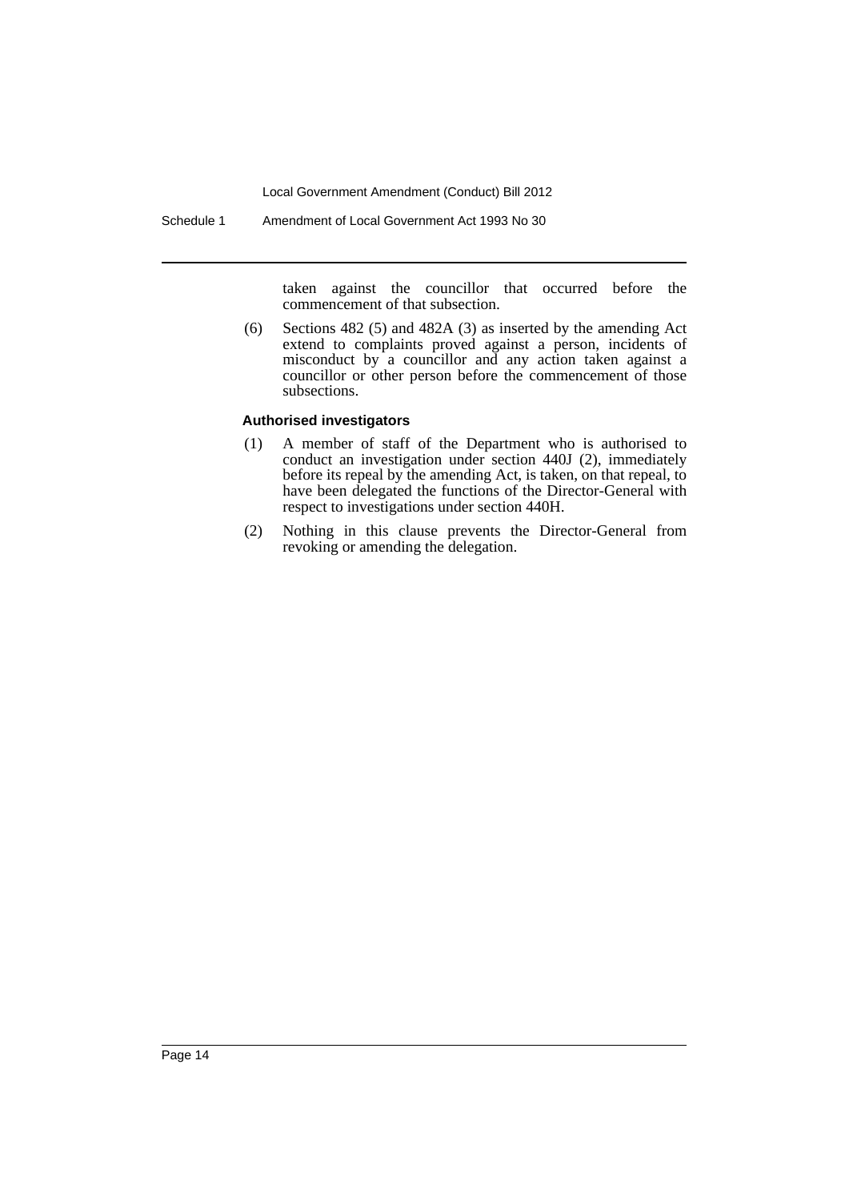taken against the councillor that occurred before the commencement of that subsection.

(6) Sections 482 (5) and 482A (3) as inserted by the amending Act extend to complaints proved against a person, incidents of misconduct by a councillor and any action taken against a councillor or other person before the commencement of those subsections.

**Authorised investigators**

(1) A member of staff of the Department who is authorised to conduct an investigation under section 440J (2), immediately before its repeal by the amending Act, is taken, on that repeal, to have been delegated the functions of the Director-General with respect to investigations under section 440H.

(2) Nothing in this clause prevents the Director-General from revoking or amending the delegation.